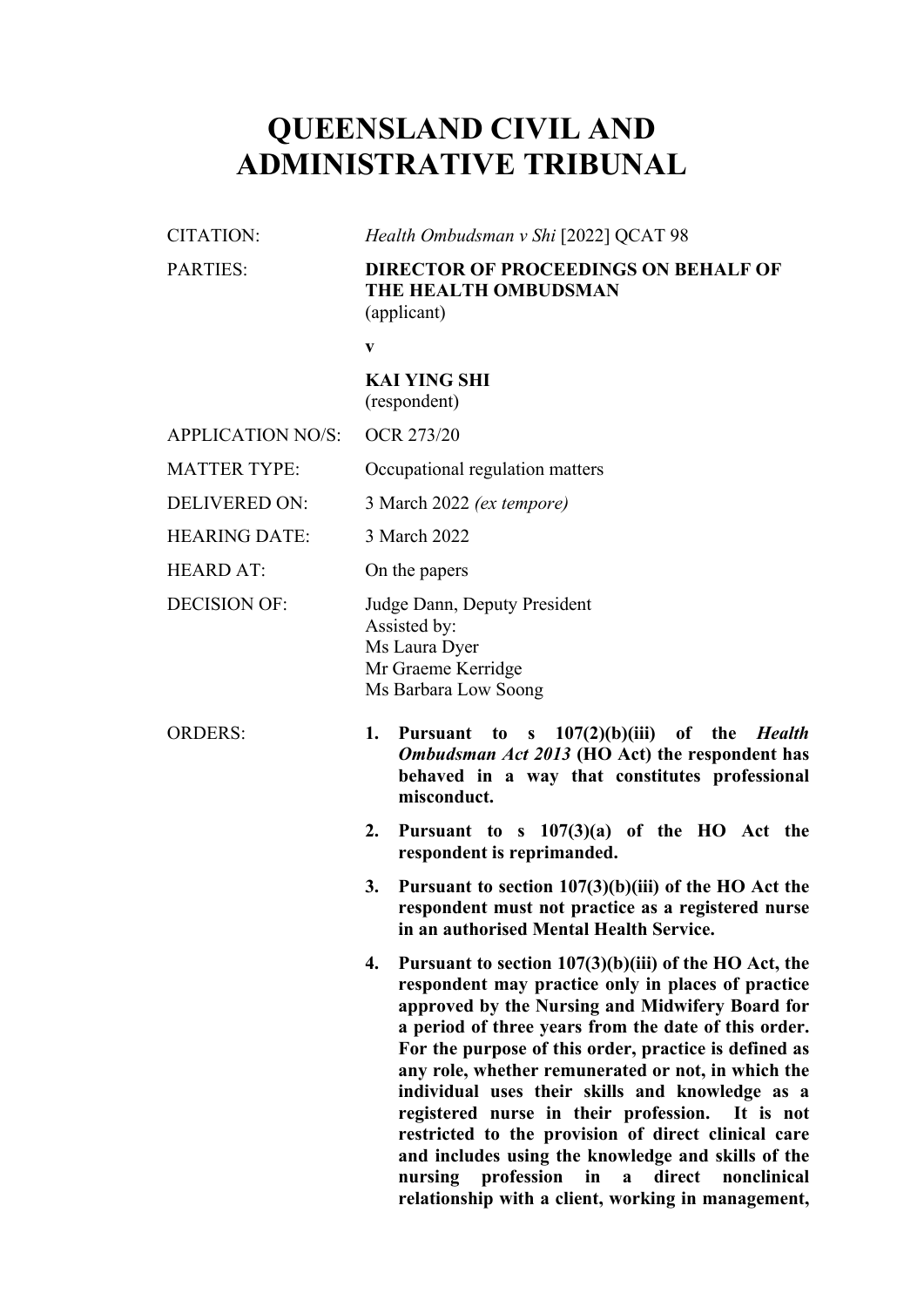# QUEENSLAND CIVIL AND ADMINISTRATIVE TRIBUNAL

| | |
|---|---|
| CITATION: | *Health Ombudsman v Shi* [2022] QCAT 98 |
| PARTIES: | **DIRECTOR OF PROCEEDINGS ON BEHALF OF THE HEALTH OMBUDSMAN** (applicant) |
| | **v** |
| | **KAI YING SHI** (respondent) |
| APPLICATION NO/S: | OCR 273/20 |
| MATTER TYPE: | Occupational regulation matters |
| DELIVERED ON: | 3 March 2022 *(ex tempore)* |
| HEARING DATE: | 3 March 2022 |
| HEARD AT: | On the papers |
| DECISION OF: | Judge Dann, Deputy President<br>Assisted by:<br>Ms Laura Dyer<br>Mr Graeme Kerridge<br>Ms Barbara Low Soong |

ORDERS:

1. **Pursuant to s 107(2)(b)(iii) of the *Health Ombudsman Act 2013* (HO Act) the respondent has behaved in a way that constitutes professional misconduct.**

2. **Pursuant to s 107(3)(a) of the HO Act the respondent is reprimanded.**

3. **Pursuant to section 107(3)(b)(iii) of the HO Act the respondent must not practice as a registered nurse in an authorised Mental Health Service.**

4. **Pursuant to section 107(3)(b)(iii) of the HO Act, the respondent may practice only in places of practice approved by the Nursing and Midwifery Board for a period of three years from the date of this order. For the purpose of this order, practice is defined as any role, whether remunerated or not, in which the individual uses their skills and knowledge as a registered nurse in their profession. It is not restricted to the provision of direct clinical care and includes using the knowledge and skills of the nursing profession in a direct nonclinical relationship with a client, working in management,**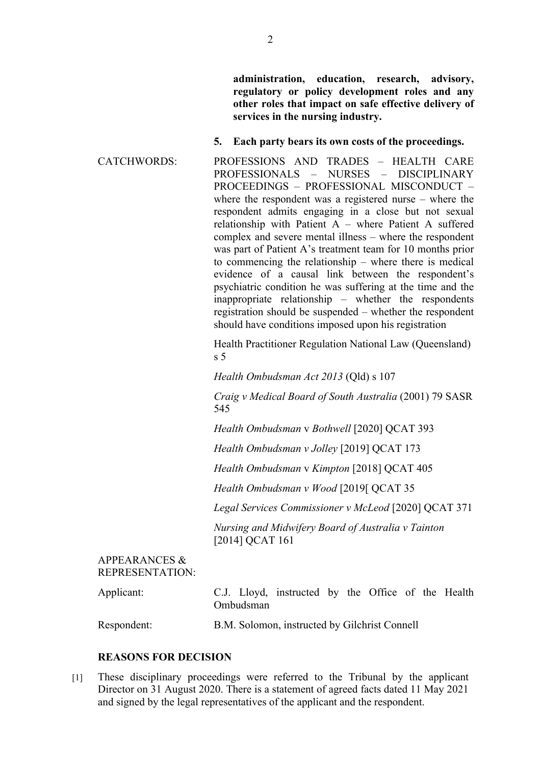**administration, education, research, advisory, regulatory or policy development roles and any other roles that impact on safe effective delivery of services in the nursing industry.**

**5. Each party bears its own costs of the proceedings.**

CATCHWORDS: PROFESSIONS AND TRADES – HEALTH CARE PROFESSIONALS – NURSES – DISCIPLINARY PROCEEDINGS – PROFESSIONAL MISCONDUCT – where the respondent was a registered nurse – where the respondent admits engaging in a close but not sexual relationship with Patient A – where Patient A suffered complex and severe mental illness – where the respondent was part of Patient A's treatment team for 10 months prior to commencing the relationship – where there is medical evidence of a causal link between the respondent's psychiatric condition he was suffering at the time and the inappropriate relationship – whether the respondents registration should be suspended – whether the respondent should have conditions imposed upon his registration

Health Practitioner Regulation National Law (Queensland) s 5

*Health Ombudsman Act 2013* (Qld) s 107

*Craig v Medical Board of South Australia* (2001) 79 SASR 545

*Health Ombudsman* v *Bothwell* [2020] QCAT 393

*Health Ombudsman v Jolley* [2019] QCAT 173

*Health Ombudsman* v *Kimpton* [2018] QCAT 405

*Health Ombudsman v Wood* [2019[ QCAT 35

*Legal Services Commissioner v McLeod* [2020] QCAT 371

*Nursing and Midwifery Board of Australia v Tainton* [2014] QCAT 161

APPEARANCES & REPRESENTATION:

Applicant: C.J. Lloyd, instructed by the Office of the Health Ombudsman

Respondent: B.M. Solomon, instructed by Gilchrist Connell

## REASONS FOR DECISION

[1] These disciplinary proceedings were referred to the Tribunal by the applicant Director on 31 August 2020. There is a statement of agreed facts dated 11 May 2021 and signed by the legal representatives of the applicant and the respondent.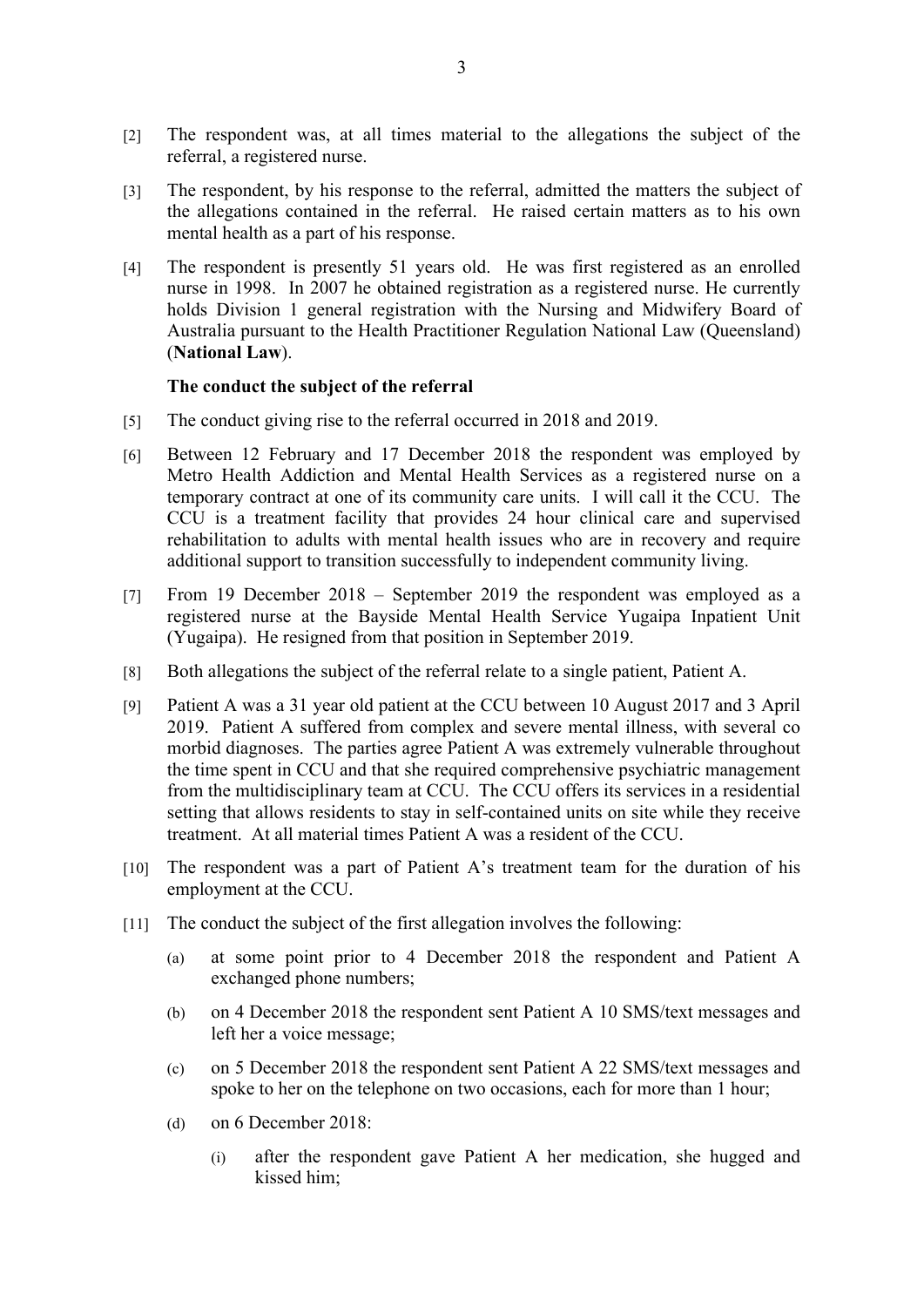[2] The respondent was, at all times material to the allegations the subject of the referral, a registered nurse.

[3] The respondent, by his response to the referral, admitted the matters the subject of the allegations contained in the referral. He raised certain matters as to his own mental health as a part of his response.

[4] The respondent is presently 51 years old. He was first registered as an enrolled nurse in 1998. In 2007 he obtained registration as a registered nurse. He currently holds Division 1 general registration with the Nursing and Midwifery Board of Australia pursuant to the Health Practitioner Regulation National Law (Queensland) (**National Law**).

### The conduct the subject of the referral

[5] The conduct giving rise to the referral occurred in 2018 and 2019.

[6] Between 12 February and 17 December 2018 the respondent was employed by Metro Health Addiction and Mental Health Services as a registered nurse on a temporary contract at one of its community care units. I will call it the CCU. The CCU is a treatment facility that provides 24 hour clinical care and supervised rehabilitation to adults with mental health issues who are in recovery and require additional support to transition successfully to independent community living.

[7] From 19 December 2018 – September 2019 the respondent was employed as a registered nurse at the Bayside Mental Health Service Yugaipa Inpatient Unit (Yugaipa). He resigned from that position in September 2019.

[8] Both allegations the subject of the referral relate to a single patient, Patient A.

[9] Patient A was a 31 year old patient at the CCU between 10 August 2017 and 3 April 2019. Patient A suffered from complex and severe mental illness, with several co morbid diagnoses. The parties agree Patient A was extremely vulnerable throughout the time spent in CCU and that she required comprehensive psychiatric management from the multidisciplinary team at CCU. The CCU offers its services in a residential setting that allows residents to stay in self-contained units on site while they receive treatment. At all material times Patient A was a resident of the CCU.

[10] The respondent was a part of Patient A's treatment team for the duration of his employment at the CCU.

[11] The conduct the subject of the first allegation involves the following:

(a) at some point prior to 4 December 2018 the respondent and Patient A exchanged phone numbers;

(b) on 4 December 2018 the respondent sent Patient A 10 SMS/text messages and left her a voice message;

(c) on 5 December 2018 the respondent sent Patient A 22 SMS/text messages and spoke to her on the telephone on two occasions, each for more than 1 hour;

(d) on 6 December 2018:

(i) after the respondent gave Patient A her medication, she hugged and kissed him;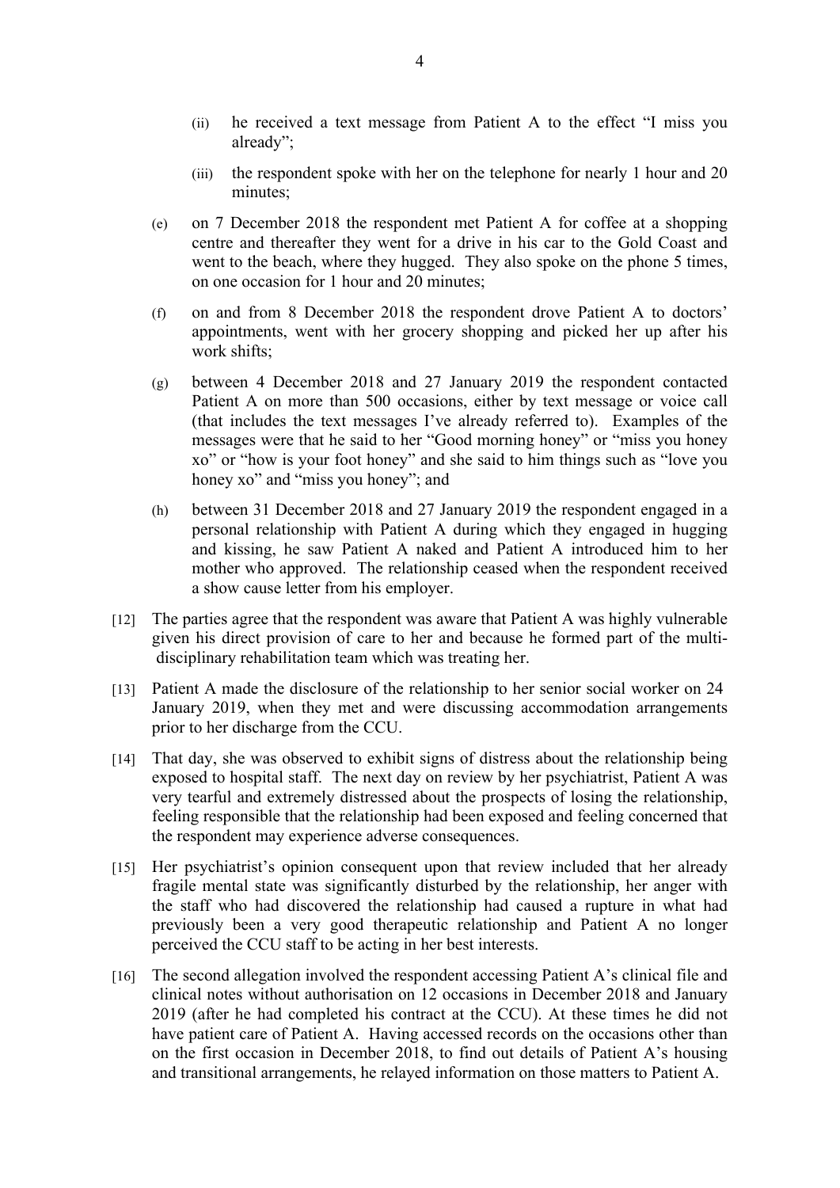(ii) he received a text message from Patient A to the effect "I miss you already";

  (iii) the respondent spoke with her on the telephone for nearly 1 hour and 20 minutes;

(e) on 7 December 2018 the respondent met Patient A for coffee at a shopping centre and thereafter they went for a drive in his car to the Gold Coast and went to the beach, where they hugged. They also spoke on the phone 5 times, on one occasion for 1 hour and 20 minutes;

(f) on and from 8 December 2018 the respondent drove Patient A to doctors' appointments, went with her grocery shopping and picked her up after his work shifts;

(g) between 4 December 2018 and 27 January 2019 the respondent contacted Patient A on more than 500 occasions, either by text message or voice call (that includes the text messages I've already referred to). Examples of the messages were that he said to her "Good morning honey" or "miss you honey xo" or "how is your foot honey" and she said to him things such as "love you honey xo" and "miss you honey"; and

(h) between 31 December 2018 and 27 January 2019 the respondent engaged in a personal relationship with Patient A during which they engaged in hugging and kissing, he saw Patient A naked and Patient A introduced him to her mother who approved. The relationship ceased when the respondent received a show cause letter from his employer.

[12] The parties agree that the respondent was aware that Patient A was highly vulnerable given his direct provision of care to her and because he formed part of the multi-disciplinary rehabilitation team which was treating her.

[13] Patient A made the disclosure of the relationship to her senior social worker on 24 January 2019, when they met and were discussing accommodation arrangements prior to her discharge from the CCU.

[14] That day, she was observed to exhibit signs of distress about the relationship being exposed to hospital staff. The next day on review by her psychiatrist, Patient A was very tearful and extremely distressed about the prospects of losing the relationship, feeling responsible that the relationship had been exposed and feeling concerned that the respondent may experience adverse consequences.

[15] Her psychiatrist's opinion consequent upon that review included that her already fragile mental state was significantly disturbed by the relationship, her anger with the staff who had discovered the relationship had caused a rupture in what had previously been a very good therapeutic relationship and Patient A no longer perceived the CCU staff to be acting in her best interests.

[16] The second allegation involved the respondent accessing Patient A's clinical file and clinical notes without authorisation on 12 occasions in December 2018 and January 2019 (after he had completed his contract at the CCU). At these times he did not have patient care of Patient A. Having accessed records on the occasions other than on the first occasion in December 2018, to find out details of Patient A's housing and transitional arrangements, he relayed information on those matters to Patient A.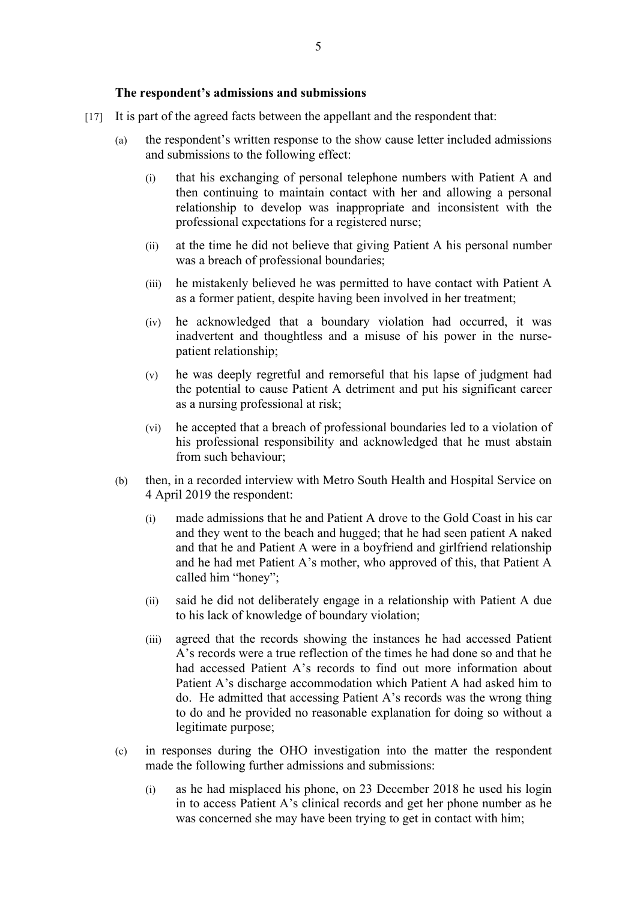### The respondent's admissions and submissions

[17] It is part of the agreed facts between the appellant and the respondent that:

(a) the respondent's written response to the show cause letter included admissions and submissions to the following effect:

   (i) that his exchanging of personal telephone numbers with Patient A and then continuing to maintain contact with her and allowing a personal relationship to develop was inappropriate and inconsistent with the professional expectations for a registered nurse;

   (ii) at the time he did not believe that giving Patient A his personal number was a breach of professional boundaries;

   (iii) he mistakenly believed he was permitted to have contact with Patient A as a former patient, despite having been involved in her treatment;

   (iv) he acknowledged that a boundary violation had occurred, it was inadvertent and thoughtless and a misuse of his power in the nurse-patient relationship;

   (v) he was deeply regretful and remorseful that his lapse of judgment had the potential to cause Patient A detriment and put his significant career as a nursing professional at risk;

   (vi) he accepted that a breach of professional boundaries led to a violation of his professional responsibility and acknowledged that he must abstain from such behaviour;

(b) then, in a recorded interview with Metro South Health and Hospital Service on 4 April 2019 the respondent:

   (i) made admissions that he and Patient A drove to the Gold Coast in his car and they went to the beach and hugged; that he had seen patient A naked and that he and Patient A were in a boyfriend and girlfriend relationship and he had met Patient A's mother, who approved of this, that Patient A called him "honey";

   (ii) said he did not deliberately engage in a relationship with Patient A due to his lack of knowledge of boundary violation;

   (iii) agreed that the records showing the instances he had accessed Patient A's records were a true reflection of the times he had done so and that he had accessed Patient A's records to find out more information about Patient A's discharge accommodation which Patient A had asked him to do. He admitted that accessing Patient A's records was the wrong thing to do and he provided no reasonable explanation for doing so without a legitimate purpose;

(c) in responses during the OHO investigation into the matter the respondent made the following further admissions and submissions:

   (i) as he had misplaced his phone, on 23 December 2018 he used his login in to access Patient A's clinical records and get her phone number as he was concerned she may have been trying to get in contact with him;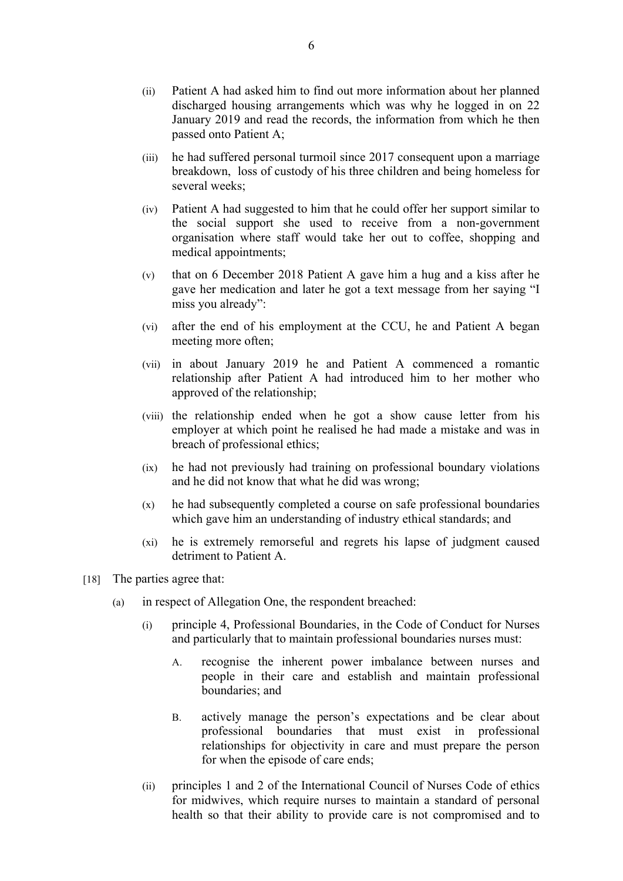(ii) Patient A had asked him to find out more information about her planned discharged housing arrangements which was why he logged in on 22 January 2019 and read the records, the information from which he then passed onto Patient A;

(iii) he had suffered personal turmoil since 2017 consequent upon a marriage breakdown, loss of custody of his three children and being homeless for several weeks;

(iv) Patient A had suggested to him that he could offer her support similar to the social support she used to receive from a non-government organisation where staff would take her out to coffee, shopping and medical appointments;

(v) that on 6 December 2018 Patient A gave him a hug and a kiss after he gave her medication and later he got a text message from her saying "I miss you already":

(vi) after the end of his employment at the CCU, he and Patient A began meeting more often;

(vii) in about January 2019 he and Patient A commenced a romantic relationship after Patient A had introduced him to her mother who approved of the relationship;

(viii) the relationship ended when he got a show cause letter from his employer at which point he realised he had made a mistake and was in breach of professional ethics;

(ix) he had not previously had training on professional boundary violations and he did not know that what he did was wrong;

(x) he had subsequently completed a course on safe professional boundaries which gave him an understanding of industry ethical standards; and

(xi) he is extremely remorseful and regrets his lapse of judgment caused detriment to Patient A.

[18] The parties agree that:

(a) in respect of Allegation One, the respondent breached:

(i) principle 4, Professional Boundaries, in the Code of Conduct for Nurses and particularly that to maintain professional boundaries nurses must:

A. recognise the inherent power imbalance between nurses and people in their care and establish and maintain professional boundaries; and

B. actively manage the person's expectations and be clear about professional boundaries that must exist in professional relationships for objectivity in care and must prepare the person for when the episode of care ends;

(ii) principles 1 and 2 of the International Council of Nurses Code of ethics for midwives, which require nurses to maintain a standard of personal health so that their ability to provide care is not compromised and to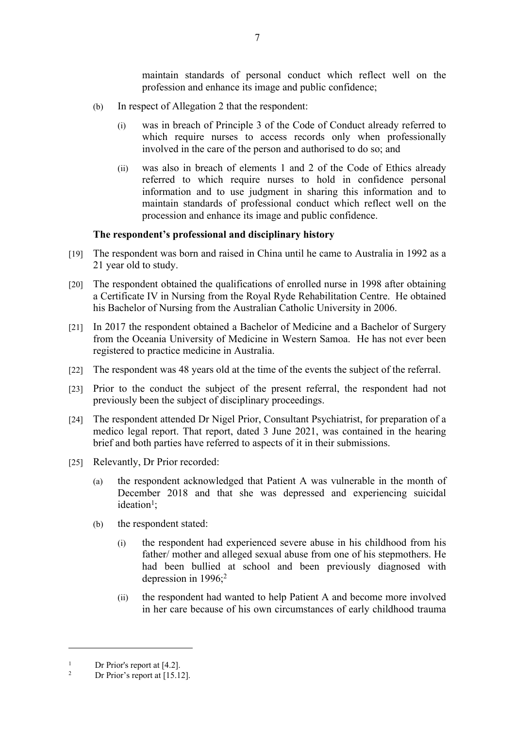maintain standards of personal conduct which reflect well on the profession and enhance its image and public confidence;

(b) In respect of Allegation 2 that the respondent:

   (i) was in breach of Principle 3 of the Code of Conduct already referred to which require nurses to access records only when professionally involved in the care of the person and authorised to do so; and

   (ii) was also in breach of elements 1 and 2 of the Code of Ethics already referred to which require nurses to hold in confidence personal information and to use judgment in sharing this information and to maintain standards of professional conduct which reflect well on the procession and enhance its image and public confidence.

**The respondent's professional and disciplinary history**

[19] The respondent was born and raised in China until he came to Australia in 1992 as a 21 year old to study.

[20] The respondent obtained the qualifications of enrolled nurse in 1998 after obtaining a Certificate IV in Nursing from the Royal Ryde Rehabilitation Centre. He obtained his Bachelor of Nursing from the Australian Catholic University in 2006.

[21] In 2017 the respondent obtained a Bachelor of Medicine and a Bachelor of Surgery from the Oceania University of Medicine in Western Samoa. He has not ever been registered to practice medicine in Australia.

[22] The respondent was 48 years old at the time of the events the subject of the referral.

[23] Prior to the conduct the subject of the present referral, the respondent had not previously been the subject of disciplinary proceedings.

[24] The respondent attended Dr Nigel Prior, Consultant Psychiatrist, for preparation of a medico legal report. That report, dated 3 June 2021, was contained in the hearing brief and both parties have referred to aspects of it in their submissions.

[25] Relevantly, Dr Prior recorded:

   (a) the respondent acknowledged that Patient A was vulnerable in the month of December 2018 and that she was depressed and experiencing suicidal ideation[1];

   (b) the respondent stated:

      (i) the respondent had experienced severe abuse in his childhood from his father/ mother and alleged sexual abuse from one of his stepmothers. He had been bullied at school and been previously diagnosed with depression in 1996;[2]

      (ii) the respondent had wanted to help Patient A and become more involved in her care because of his own circumstances of early childhood trauma

---

[1] Dr Prior's report at [4.2].

[2] Dr Prior's report at [15.12].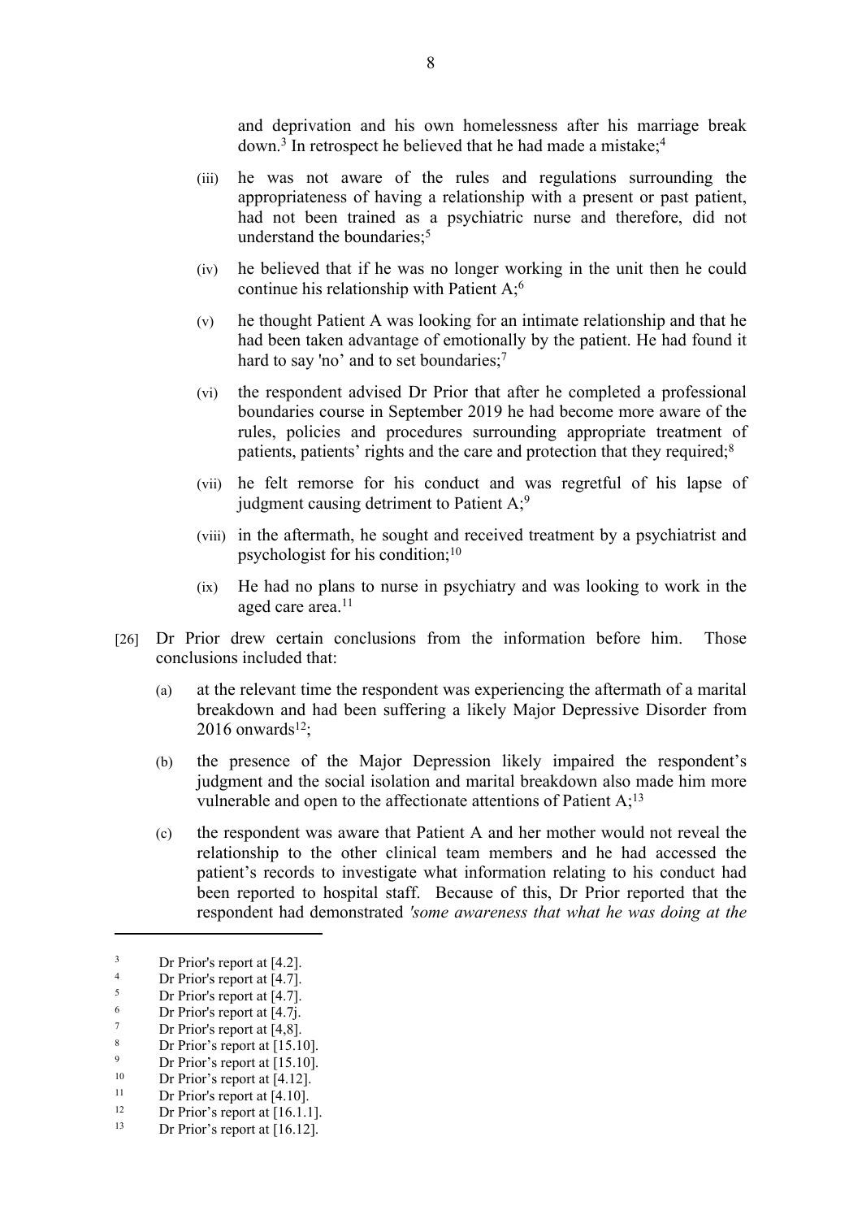and deprivation and his own homelessness after his marriage break down.[3] In retrospect he believed that he had made a mistake;[4]

(iii) he was not aware of the rules and regulations surrounding the appropriateness of having a relationship with a present or past patient, had not been trained as a psychiatric nurse and therefore, did not understand the boundaries;[5]

(iv) he believed that if he was no longer working in the unit then he could continue his relationship with Patient A;[6]

(v) he thought Patient A was looking for an intimate relationship and that he had been taken advantage of emotionally by the patient. He had found it hard to say 'no' and to set boundaries;[7]

(vi) the respondent advised Dr Prior that after he completed a professional boundaries course in September 2019 he had become more aware of the rules, policies and procedures surrounding appropriate treatment of patients, patients' rights and the care and protection that they required;[8]

(vii) he felt remorse for his conduct and was regretful of his lapse of judgment causing detriment to Patient A;[9]

(viii) in the aftermath, he sought and received treatment by a psychiatrist and psychologist for his condition;[10]

(ix) He had no plans to nurse in psychiatry and was looking to work in the aged care area.[11]

[26] Dr Prior drew certain conclusions from the information before him. Those conclusions included that:

(a) at the relevant time the respondent was experiencing the aftermath of a marital breakdown and had been suffering a likely Major Depressive Disorder from 2016 onwards[12];

(b) the presence of the Major Depression likely impaired the respondent's judgment and the social isolation and marital breakdown also made him more vulnerable and open to the affectionate attentions of Patient A;[13]

(c) the respondent was aware that Patient A and her mother would not reveal the relationship to the other clinical team members and he had accessed the patient's records to investigate what information relating to his conduct had been reported to hospital staff. Because of this, Dr Prior reported that the respondent had demonstrated *'some awareness that what he was doing at the*

---

[3] Dr Prior's report at [4.2].
[4] Dr Prior's report at [4.7].
[5] Dr Prior's report at [4.7].
[6] Dr Prior's report at [4.7j.
[7] Dr Prior's report at [4,8].
[8] Dr Prior's report at [15.10].
[9] Dr Prior's report at [15.10].
[10] Dr Prior's report at [4.12].
[11] Dr Prior's report at [4.10].
[12] Dr Prior's report at [16.1.1].
[13] Dr Prior's report at [16.12].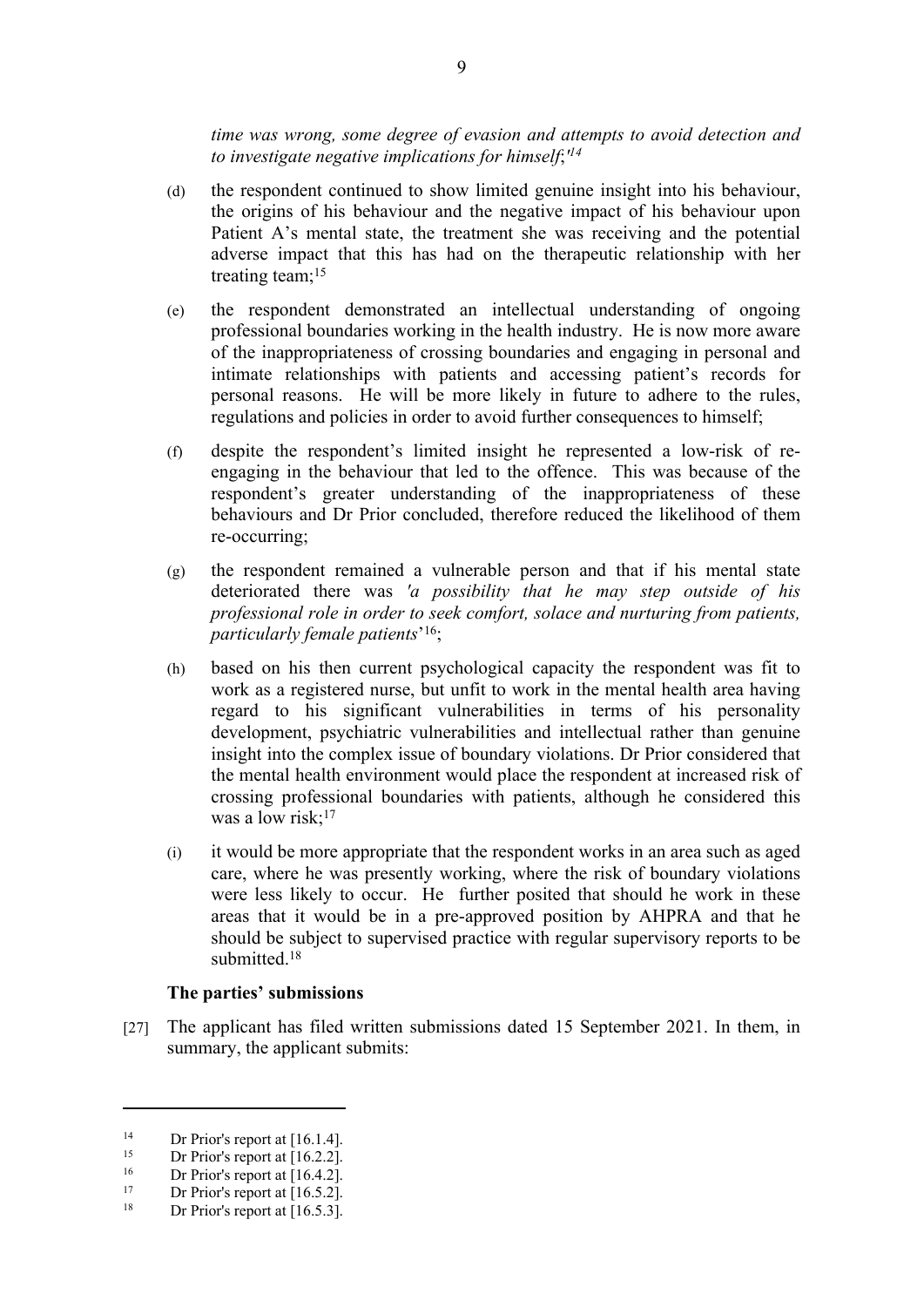*time was wrong, some degree of evasion and attempts to avoid detection and to investigate negative implications for himself;'*[14]

(d) the respondent continued to show limited genuine insight into his behaviour, the origins of his behaviour and the negative impact of his behaviour upon Patient A's mental state, the treatment she was receiving and the potential adverse impact that this has had on the therapeutic relationship with her treating team;[15]

(e) the respondent demonstrated an intellectual understanding of ongoing professional boundaries working in the health industry. He is now more aware of the inappropriateness of crossing boundaries and engaging in personal and intimate relationships with patients and accessing patient's records for personal reasons. He will be more likely in future to adhere to the rules, regulations and policies in order to avoid further consequences to himself;

(f) despite the respondent's limited insight he represented a low-risk of re-engaging in the behaviour that led to the offence. This was because of the respondent's greater understanding of the inappropriateness of these behaviours and Dr Prior concluded, therefore reduced the likelihood of them re-occurring;

(g) the respondent remained a vulnerable person and that if his mental state deteriorated there was *'a possibility that he may step outside of his professional role in order to seek comfort, solace and nurturing from patients, particularly female patients*'[16];

(h) based on his then current psychological capacity the respondent was fit to work as a registered nurse, but unfit to work in the mental health area having regard to his significant vulnerabilities in terms of his personality development, psychiatric vulnerabilities and intellectual rather than genuine insight into the complex issue of boundary violations. Dr Prior considered that the mental health environment would place the respondent at increased risk of crossing professional boundaries with patients, although he considered this was a low risk;[17]

(i) it would be more appropriate that the respondent works in an area such as aged care, where he was presently working, where the risk of boundary violations were less likely to occur. He further posited that should he work in these areas that it would be in a pre-approved position by AHPRA and that he should be subject to supervised practice with regular supervisory reports to be submitted.[18]

### The parties' submissions

[27] The applicant has filed written submissions dated 15 September 2021. In them, in summary, the applicant submits:

---

[14] Dr Prior's report at [16.1.4].

[15] Dr Prior's report at [16.2.2].

[16] Dr Prior's report at [16.4.2].

[17] Dr Prior's report at [16.5.2].

[18] Dr Prior's report at [16.5.3].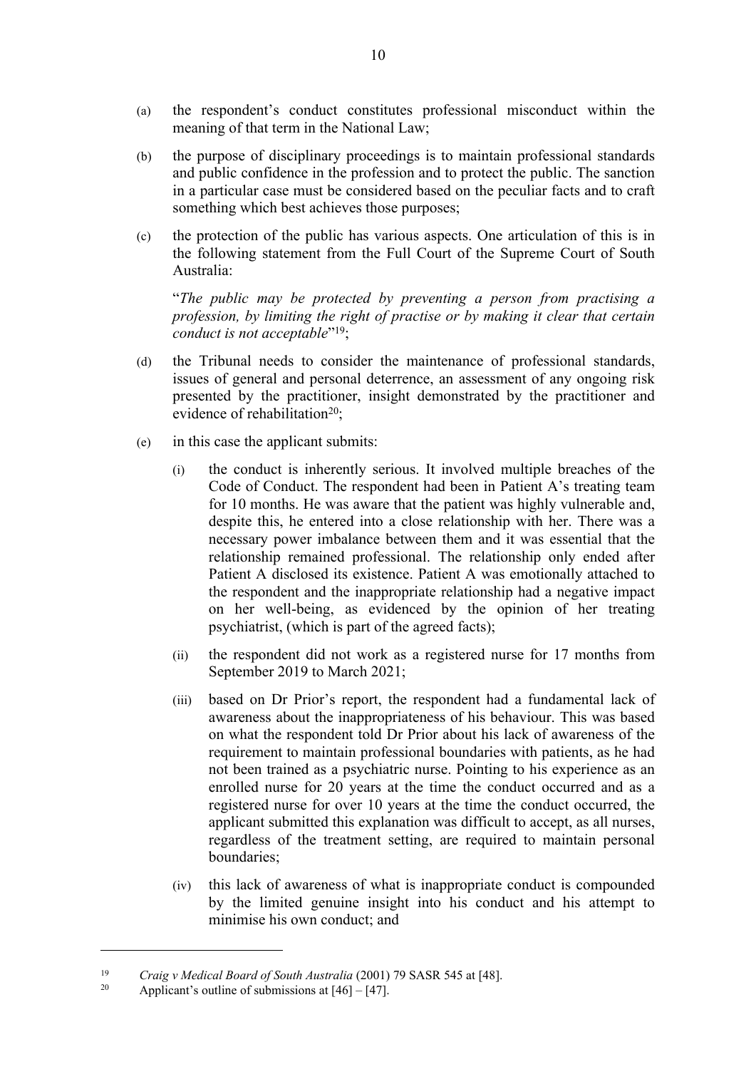(a) the respondent's conduct constitutes professional misconduct within the meaning of that term in the National Law;

(b) the purpose of disciplinary proceedings is to maintain professional standards and public confidence in the profession and to protect the public. The sanction in a particular case must be considered based on the peculiar facts and to craft something which best achieves those purposes;

(c) the protection of the public has various aspects. One articulation of this is in the following statement from the Full Court of the Supreme Court of South Australia:

"*The public may be protected by preventing a person from practising a profession, by limiting the right of practise or by making it clear that certain conduct is not acceptable*"[19];

(d) the Tribunal needs to consider the maintenance of professional standards, issues of general and personal deterrence, an assessment of any ongoing risk presented by the practitioner, insight demonstrated by the practitioner and evidence of rehabilitation[20];

(e) in this case the applicant submits:

   (i) the conduct is inherently serious. It involved multiple breaches of the Code of Conduct. The respondent had been in Patient A's treating team for 10 months. He was aware that the patient was highly vulnerable and, despite this, he entered into a close relationship with her. There was a necessary power imbalance between them and it was essential that the relationship remained professional. The relationship only ended after Patient A disclosed its existence. Patient A was emotionally attached to the respondent and the inappropriate relationship had a negative impact on her well-being, as evidenced by the opinion of her treating psychiatrist, (which is part of the agreed facts);

   (ii) the respondent did not work as a registered nurse for 17 months from September 2019 to March 2021;

   (iii) based on Dr Prior's report, the respondent had a fundamental lack of awareness about the inappropriateness of his behaviour. This was based on what the respondent told Dr Prior about his lack of awareness of the requirement to maintain professional boundaries with patients, as he had not been trained as a psychiatric nurse. Pointing to his experience as an enrolled nurse for 20 years at the time the conduct occurred and as a registered nurse for over 10 years at the time the conduct occurred, the applicant submitted this explanation was difficult to accept, as all nurses, regardless of the treatment setting, are required to maintain personal boundaries;

   (iv) this lack of awareness of what is inappropriate conduct is compounded by the limited genuine insight into his conduct and his attempt to minimise his own conduct; and

---

[19] *Craig v Medical Board of South Australia* (2001) 79 SASR 545 at [48].

[20] Applicant's outline of submissions at [46] – [47].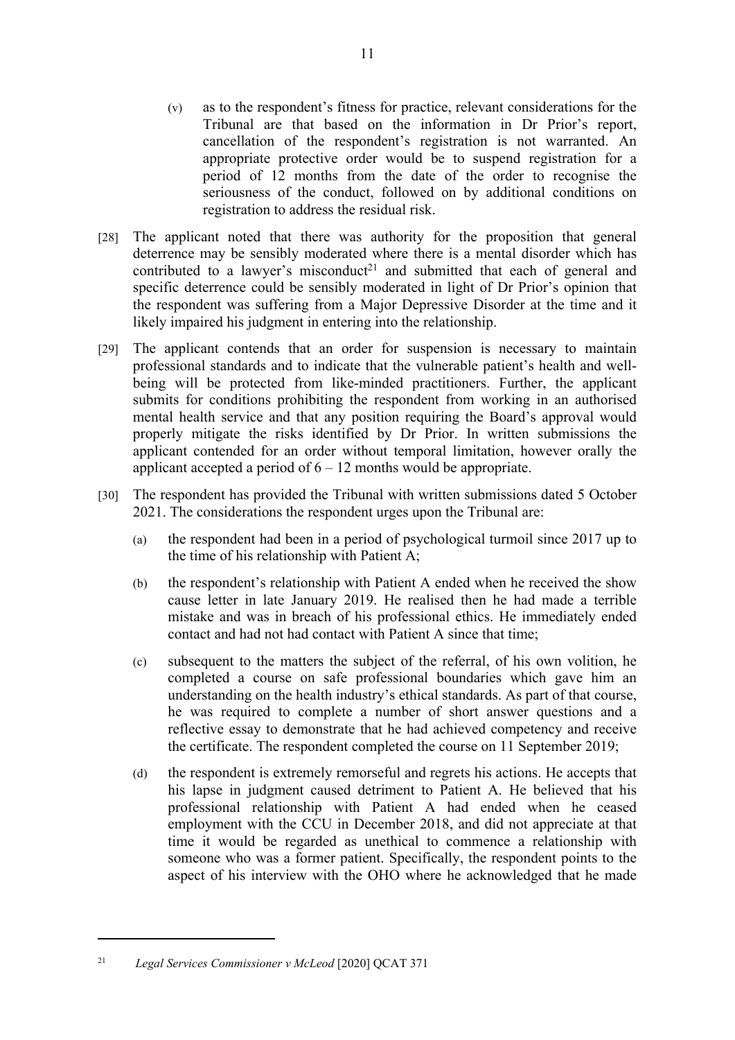(v) as to the respondent's fitness for practice, relevant considerations for the Tribunal are that based on the information in Dr Prior's report, cancellation of the respondent's registration is not warranted. An appropriate protective order would be to suspend registration for a period of 12 months from the date of the order to recognise the seriousness of the conduct, followed on by additional conditions on registration to address the residual risk.

[28] The applicant noted that there was authority for the proposition that general deterrence may be sensibly moderated where there is a mental disorder which has contributed to a lawyer's misconduct[21] and submitted that each of general and specific deterrence could be sensibly moderated in light of Dr Prior's opinion that the respondent was suffering from a Major Depressive Disorder at the time and it likely impaired his judgment in entering into the relationship.

[29] The applicant contends that an order for suspension is necessary to maintain professional standards and to indicate that the vulnerable patient's health and well-being will be protected from like-minded practitioners. Further, the applicant submits for conditions prohibiting the respondent from working in an authorised mental health service and that any position requiring the Board's approval would properly mitigate the risks identified by Dr Prior. In written submissions the applicant contended for an order without temporal limitation, however orally the applicant accepted a period of 6 – 12 months would be appropriate.

[30] The respondent has provided the Tribunal with written submissions dated 5 October 2021. The considerations the respondent urges upon the Tribunal are:

(a) the respondent had been in a period of psychological turmoil since 2017 up to the time of his relationship with Patient A;

(b) the respondent's relationship with Patient A ended when he received the show cause letter in late January 2019. He realised then he had made a terrible mistake and was in breach of his professional ethics. He immediately ended contact and had not had contact with Patient A since that time;

(c) subsequent to the matters the subject of the referral, of his own volition, he completed a course on safe professional boundaries which gave him an understanding on the health industry's ethical standards. As part of that course, he was required to complete a number of short answer questions and a reflective essay to demonstrate that he had achieved competency and receive the certificate. The respondent completed the course on 11 September 2019;

(d) the respondent is extremely remorseful and regrets his actions. He accepts that his lapse in judgment caused detriment to Patient A. He believed that his professional relationship with Patient A had ended when he ceased employment with the CCU in December 2018, and did not appreciate at that time it would be regarded as unethical to commence a relationship with someone who was a former patient. Specifically, the respondent points to the aspect of his interview with the OHO where he acknowledged that he made

[21] *Legal Services Commissioner v McLeod* [2020] QCAT 371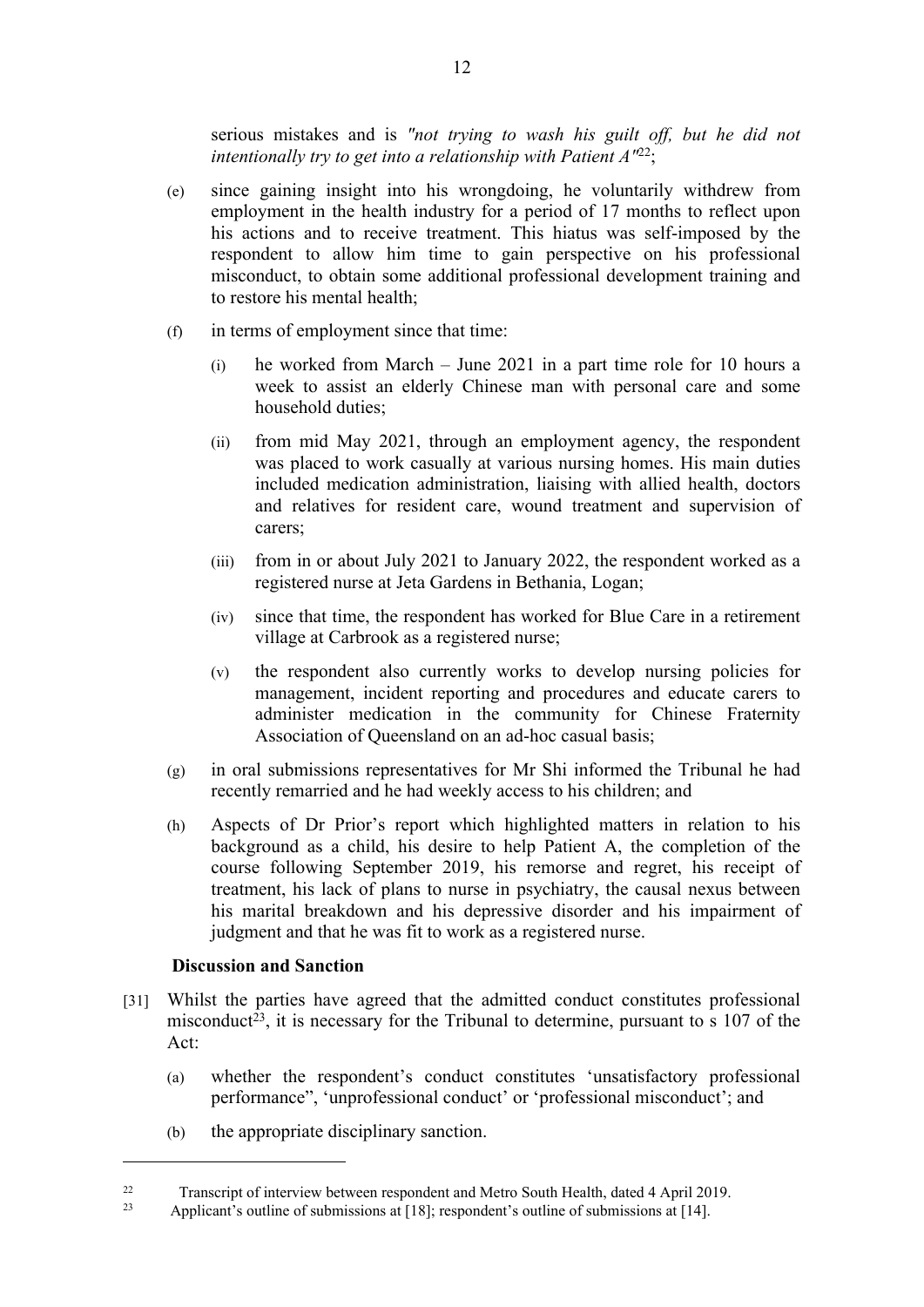serious mistakes and is *"not trying to wash his guilt off, but he did not intentionally try to get into a relationship with Patient A"*[22];

(e) since gaining insight into his wrongdoing, he voluntarily withdrew from employment in the health industry for a period of 17 months to reflect upon his actions and to receive treatment. This hiatus was self-imposed by the respondent to allow him time to gain perspective on his professional misconduct, to obtain some additional professional development training and to restore his mental health;

(f) in terms of employment since that time:

  (i) he worked from March – June 2021 in a part time role for 10 hours a week to assist an elderly Chinese man with personal care and some household duties;

  (ii) from mid May 2021, through an employment agency, the respondent was placed to work casually at various nursing homes. His main duties included medication administration, liaising with allied health, doctors and relatives for resident care, wound treatment and supervision of carers;

  (iii) from in or about July 2021 to January 2022, the respondent worked as a registered nurse at Jeta Gardens in Bethania, Logan;

  (iv) since that time, the respondent has worked for Blue Care in a retirement village at Carbrook as a registered nurse;

  (v) the respondent also currently works to develop nursing policies for management, incident reporting and procedures and educate carers to administer medication in the community for Chinese Fraternity Association of Queensland on an ad-hoc casual basis;

(g) in oral submissions representatives for Mr Shi informed the Tribunal he had recently remarried and he had weekly access to his children; and

(h) Aspects of Dr Prior's report which highlighted matters in relation to his background as a child, his desire to help Patient A, the completion of the course following September 2019, his remorse and regret, his receipt of treatment, his lack of plans to nurse in psychiatry, the causal nexus between his marital breakdown and his depressive disorder and his impairment of judgment and that he was fit to work as a registered nurse.

**Discussion and Sanction**

[31] Whilst the parties have agreed that the admitted conduct constitutes professional misconduct[23], it is necessary for the Tribunal to determine, pursuant to s 107 of the Act:

(a) whether the respondent's conduct constitutes 'unsatisfactory professional performance", 'unprofessional conduct' or 'professional misconduct'; and

(b) the appropriate disciplinary sanction.

---

[22] Transcript of interview between respondent and Metro South Health, dated 4 April 2019.

[23] Applicant's outline of submissions at [18]; respondent's outline of submissions at [14].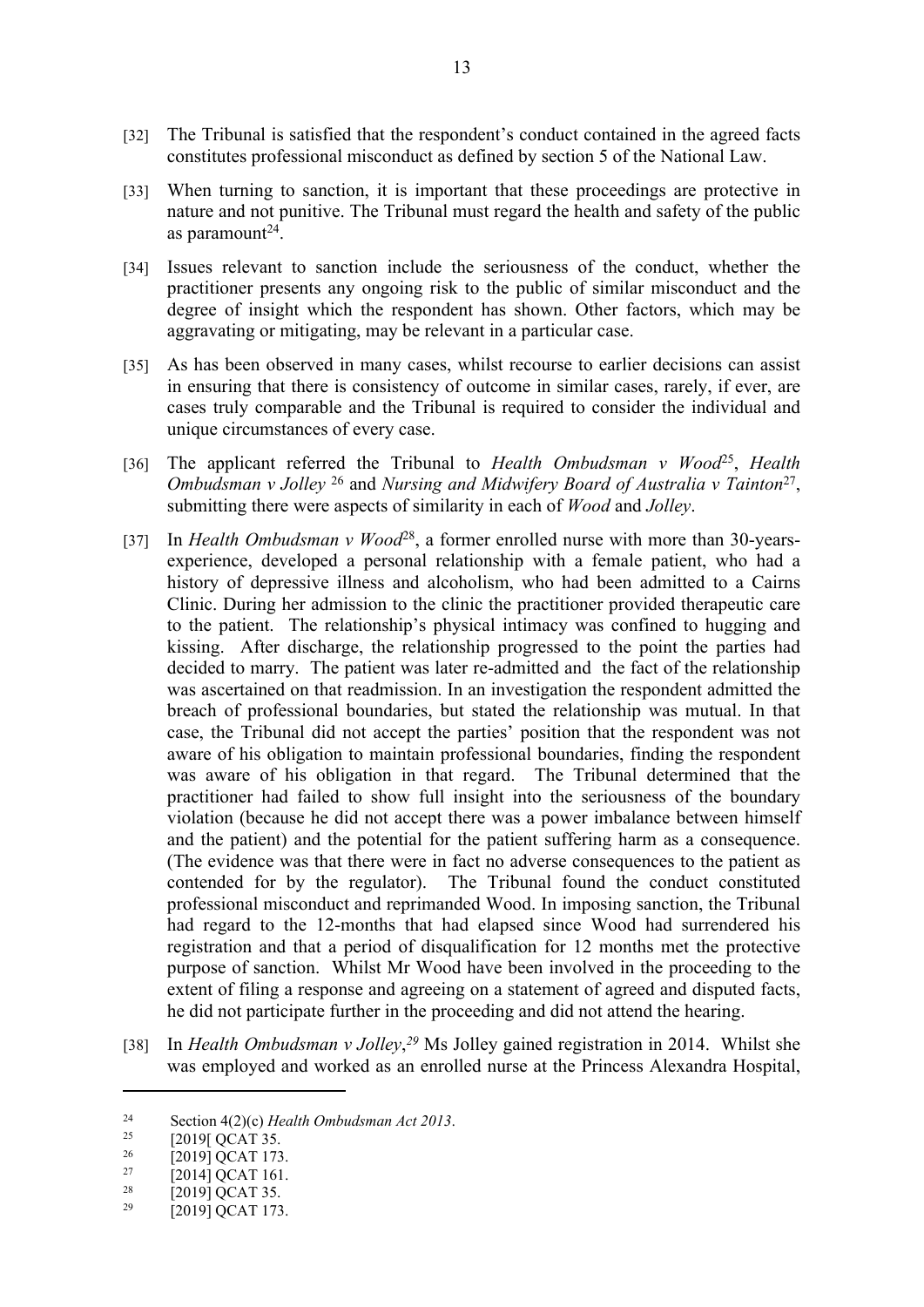[32] The Tribunal is satisfied that the respondent's conduct contained in the agreed facts constitutes professional misconduct as defined by section 5 of the National Law.

[33] When turning to sanction, it is important that these proceedings are protective in nature and not punitive. The Tribunal must regard the health and safety of the public as paramount[24].

[34] Issues relevant to sanction include the seriousness of the conduct, whether the practitioner presents any ongoing risk to the public of similar misconduct and the degree of insight which the respondent has shown. Other factors, which may be aggravating or mitigating, may be relevant in a particular case.

[35] As has been observed in many cases, whilst recourse to earlier decisions can assist in ensuring that there is consistency of outcome in similar cases, rarely, if ever, are cases truly comparable and the Tribunal is required to consider the individual and unique circumstances of every case.

[36] The applicant referred the Tribunal to *Health Ombudsman v Wood*[25], *Health Ombudsman v Jolley* [26] and *Nursing and Midwifery Board of Australia v Tainton*[27], submitting there were aspects of similarity in each of *Wood* and *Jolley*.

[37] In *Health Ombudsman v Wood*[28], a former enrolled nurse with more than 30-years-experience, developed a personal relationship with a female patient, who had a history of depressive illness and alcoholism, who had been admitted to a Cairns Clinic. During her admission to the clinic the practitioner provided therapeutic care to the patient. The relationship's physical intimacy was confined to hugging and kissing. After discharge, the relationship progressed to the point the parties had decided to marry. The patient was later re-admitted and the fact of the relationship was ascertained on that readmission. In an investigation the respondent admitted the breach of professional boundaries, but stated the relationship was mutual. In that case, the Tribunal did not accept the parties' position that the respondent was not aware of his obligation to maintain professional boundaries, finding the respondent was aware of his obligation in that regard. The Tribunal determined that the practitioner had failed to show full insight into the seriousness of the boundary violation (because he did not accept there was a power imbalance between himself and the patient) and the potential for the patient suffering harm as a consequence. (The evidence was that there were in fact no adverse consequences to the patient as contended for by the regulator). The Tribunal found the conduct constituted professional misconduct and reprimanded Wood. In imposing sanction, the Tribunal had regard to the 12-months that had elapsed since Wood had surrendered his registration and that a period of disqualification for 12 months met the protective purpose of sanction. Whilst Mr Wood have been involved in the proceeding to the extent of filing a response and agreeing on a statement of agreed and disputed facts, he did not participate further in the proceeding and did not attend the hearing.

[38] In *Health Ombudsman v Jolley*,[29] Ms Jolley gained registration in 2014. Whilst she was employed and worked as an enrolled nurse at the Princess Alexandra Hospital,

---

[24] Section 4(2)(c) *Health Ombudsman Act 2013*.

[25] [2019[ QCAT 35.

[26] [2019] QCAT 173.

[27] [2014] QCAT 161.

[28] [2019] QCAT 35.

[29] [2019] QCAT 173.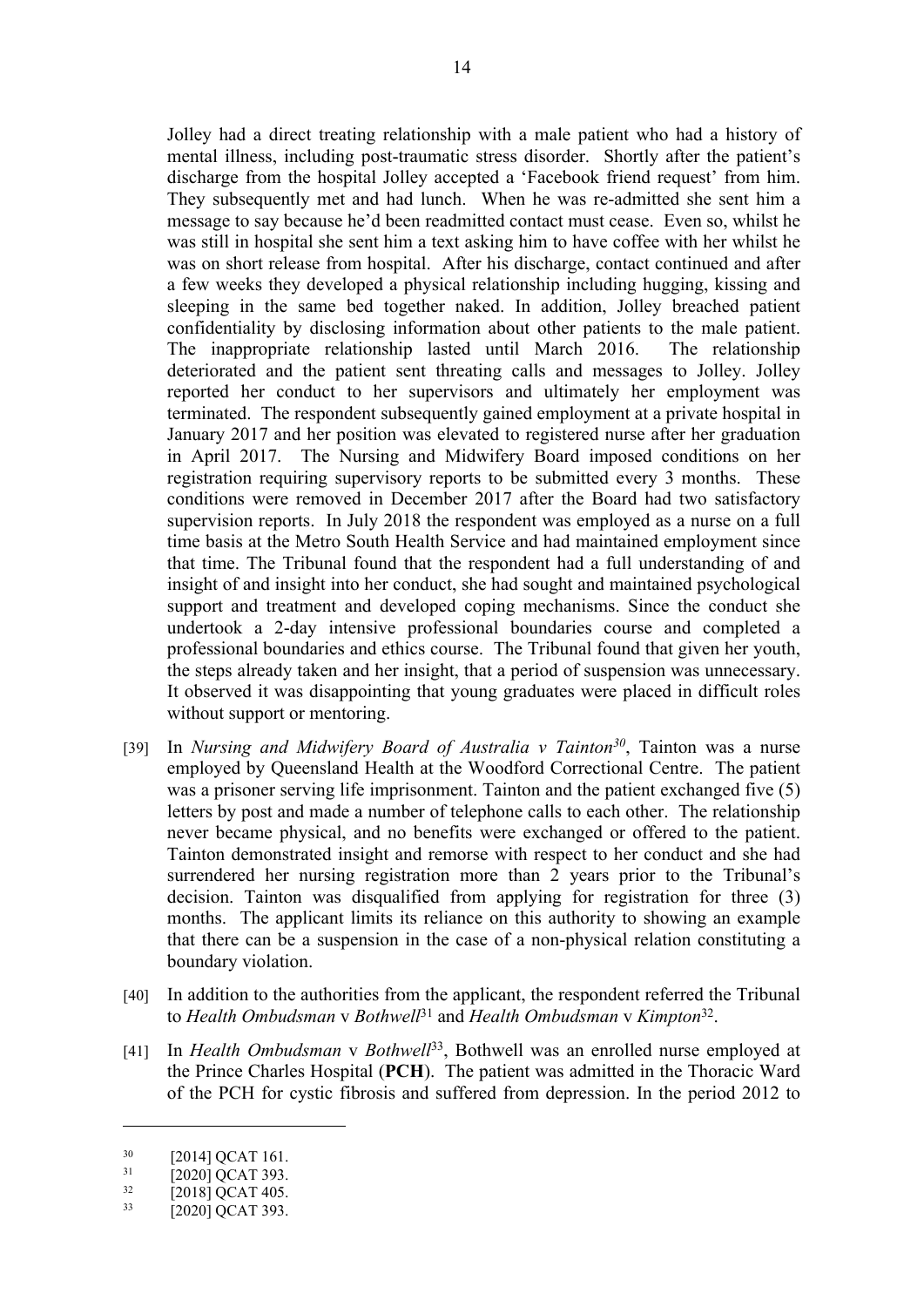Jolley had a direct treating relationship with a male patient who had a history of mental illness, including post-traumatic stress disorder. Shortly after the patient's discharge from the hospital Jolley accepted a 'Facebook friend request' from him. They subsequently met and had lunch. When he was re-admitted she sent him a message to say because he'd been readmitted contact must cease. Even so, whilst he was still in hospital she sent him a text asking him to have coffee with her whilst he was on short release from hospital. After his discharge, contact continued and after a few weeks they developed a physical relationship including hugging, kissing and sleeping in the same bed together naked. In addition, Jolley breached patient confidentiality by disclosing information about other patients to the male patient. The inappropriate relationship lasted until March 2016. The relationship deteriorated and the patient sent threating calls and messages to Jolley. Jolley reported her conduct to her supervisors and ultimately her employment was terminated. The respondent subsequently gained employment at a private hospital in January 2017 and her position was elevated to registered nurse after her graduation in April 2017. The Nursing and Midwifery Board imposed conditions on her registration requiring supervisory reports to be submitted every 3 months. These conditions were removed in December 2017 after the Board had two satisfactory supervision reports. In July 2018 the respondent was employed as a nurse on a full time basis at the Metro South Health Service and had maintained employment since that time. The Tribunal found that the respondent had a full understanding of and insight of and insight into her conduct, she had sought and maintained psychological support and treatment and developed coping mechanisms. Since the conduct she undertook a 2-day intensive professional boundaries course and completed a professional boundaries and ethics course. The Tribunal found that given her youth, the steps already taken and her insight, that a period of suspension was unnecessary. It observed it was disappointing that young graduates were placed in difficult roles without support or mentoring.

[39] In *Nursing and Midwifery Board of Australia v Tainton*[30], Tainton was a nurse employed by Queensland Health at the Woodford Correctional Centre. The patient was a prisoner serving life imprisonment. Tainton and the patient exchanged five (5) letters by post and made a number of telephone calls to each other. The relationship never became physical, and no benefits were exchanged or offered to the patient. Tainton demonstrated insight and remorse with respect to her conduct and she had surrendered her nursing registration more than 2 years prior to the Tribunal's decision. Tainton was disqualified from applying for registration for three (3) months. The applicant limits its reliance on this authority to showing an example that there can be a suspension in the case of a non-physical relation constituting a boundary violation.

[40] In addition to the authorities from the applicant, the respondent referred the Tribunal to *Health Ombudsman* v *Bothwell*[31] and *Health Ombudsman* v *Kimpton*[32].

[41] In *Health Ombudsman* v *Bothwell*[33], Bothwell was an enrolled nurse employed at the Prince Charles Hospital (**PCH**). The patient was admitted in the Thoracic Ward of the PCH for cystic fibrosis and suffered from depression. In the period 2012 to

---

[30] [2014] QCAT 161.

[31] [2020] QCAT 393.

[32] [2018] QCAT 405.

[33] [2020] QCAT 393.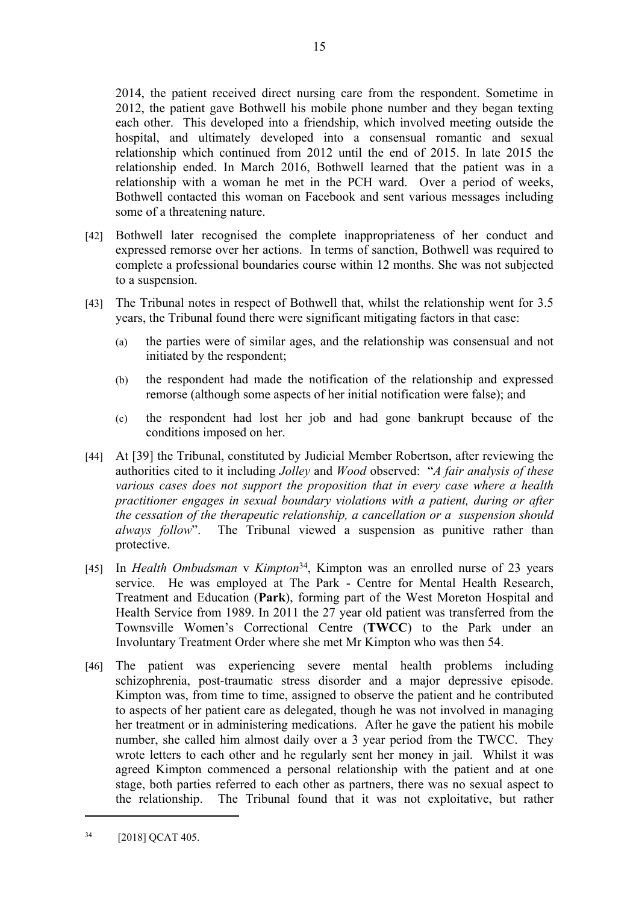2014, the patient received direct nursing care from the respondent. Sometime in 2012, the patient gave Bothwell his mobile phone number and they began texting each other. This developed into a friendship, which involved meeting outside the hospital, and ultimately developed into a consensual romantic and sexual relationship which continued from 2012 until the end of 2015. In late 2015 the relationship ended. In March 2016, Bothwell learned that the patient was in a relationship with a woman he met in the PCH ward. Over a period of weeks, Bothwell contacted this woman on Facebook and sent various messages including some of a threatening nature.

[42] Bothwell later recognised the complete inappropriateness of her conduct and expressed remorse over her actions. In terms of sanction, Bothwell was required to complete a professional boundaries course within 12 months. She was not subjected to a suspension.

[43] The Tribunal notes in respect of Bothwell that, whilst the relationship went for 3.5 years, the Tribunal found there were significant mitigating factors in that case:

(a) the parties were of similar ages, and the relationship was consensual and not initiated by the respondent;

(b) the respondent had made the notification of the relationship and expressed remorse (although some aspects of her initial notification were false); and

(c) the respondent had lost her job and had gone bankrupt because of the conditions imposed on her.

[44] At [39] the Tribunal, constituted by Judicial Member Robertson, after reviewing the authorities cited to it including *Jolley* and *Wood* observed: "*A fair analysis of these various cases does not support the proposition that in every case where a health practitioner engages in sexual boundary violations with a patient, during or after the cessation of the therapeutic relationship, a cancellation or a suspension should always follow*". The Tribunal viewed a suspension as punitive rather than protective.

[45] In *Health Ombudsman* v *Kimpton*[34], Kimpton was an enrolled nurse of 23 years service. He was employed at The Park - Centre for Mental Health Research, Treatment and Education (**Park**), forming part of the West Moreton Hospital and Health Service from 1989. In 2011 the 27 year old patient was transferred from the Townsville Women's Correctional Centre (**TWCC**) to the Park under an Involuntary Treatment Order where she met Mr Kimpton who was then 54.

[46] The patient was experiencing severe mental health problems including schizophrenia, post-traumatic stress disorder and a major depressive episode. Kimpton was, from time to time, assigned to observe the patient and he contributed to aspects of her patient care as delegated, though he was not involved in managing her treatment or in administering medications. After he gave the patient his mobile number, she called him almost daily over a 3 year period from the TWCC. They wrote letters to each other and he regularly sent her money in jail. Whilst it was agreed Kimpton commenced a personal relationship with the patient and at one stage, both parties referred to each other as partners, there was no sexual aspect to the relationship. The Tribunal found that it was not exploitative, but rather

---

[34] [2018] QCAT 405.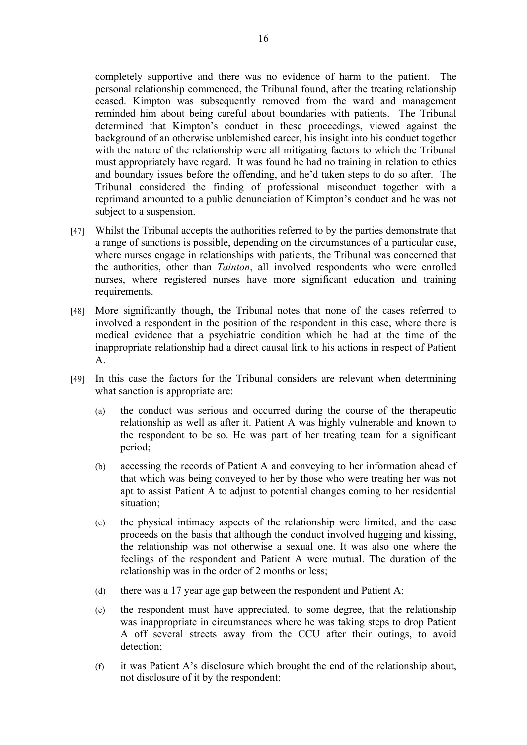completely supportive and there was no evidence of harm to the patient. The personal relationship commenced, the Tribunal found, after the treating relationship ceased. Kimpton was subsequently removed from the ward and management reminded him about being careful about boundaries with patients. The Tribunal determined that Kimpton's conduct in these proceedings, viewed against the background of an otherwise unblemished career, his insight into his conduct together with the nature of the relationship were all mitigating factors to which the Tribunal must appropriately have regard. It was found he had no training in relation to ethics and boundary issues before the offending, and he'd taken steps to do so after. The Tribunal considered the finding of professional misconduct together with a reprimand amounted to a public denunciation of Kimpton's conduct and he was not subject to a suspension.

[47] Whilst the Tribunal accepts the authorities referred to by the parties demonstrate that a range of sanctions is possible, depending on the circumstances of a particular case, where nurses engage in relationships with patients, the Tribunal was concerned that the authorities, other than *Tainton*, all involved respondents who were enrolled nurses, where registered nurses have more significant education and training requirements.

[48] More significantly though, the Tribunal notes that none of the cases referred to involved a respondent in the position of the respondent in this case, where there is medical evidence that a psychiatric condition which he had at the time of the inappropriate relationship had a direct causal link to his actions in respect of Patient A.

[49] In this case the factors for the Tribunal considers are relevant when determining what sanction is appropriate are:

(a) the conduct was serious and occurred during the course of the therapeutic relationship as well as after it. Patient A was highly vulnerable and known to the respondent to be so. He was part of her treating team for a significant period;

(b) accessing the records of Patient A and conveying to her information ahead of that which was being conveyed to her by those who were treating her was not apt to assist Patient A to adjust to potential changes coming to her residential situation;

(c) the physical intimacy aspects of the relationship were limited, and the case proceeds on the basis that although the conduct involved hugging and kissing, the relationship was not otherwise a sexual one. It was also one where the feelings of the respondent and Patient A were mutual. The duration of the relationship was in the order of 2 months or less;

(d) there was a 17 year age gap between the respondent and Patient A;

(e) the respondent must have appreciated, to some degree, that the relationship was inappropriate in circumstances where he was taking steps to drop Patient A off several streets away from the CCU after their outings, to avoid detection;

(f) it was Patient A's disclosure which brought the end of the relationship about, not disclosure of it by the respondent;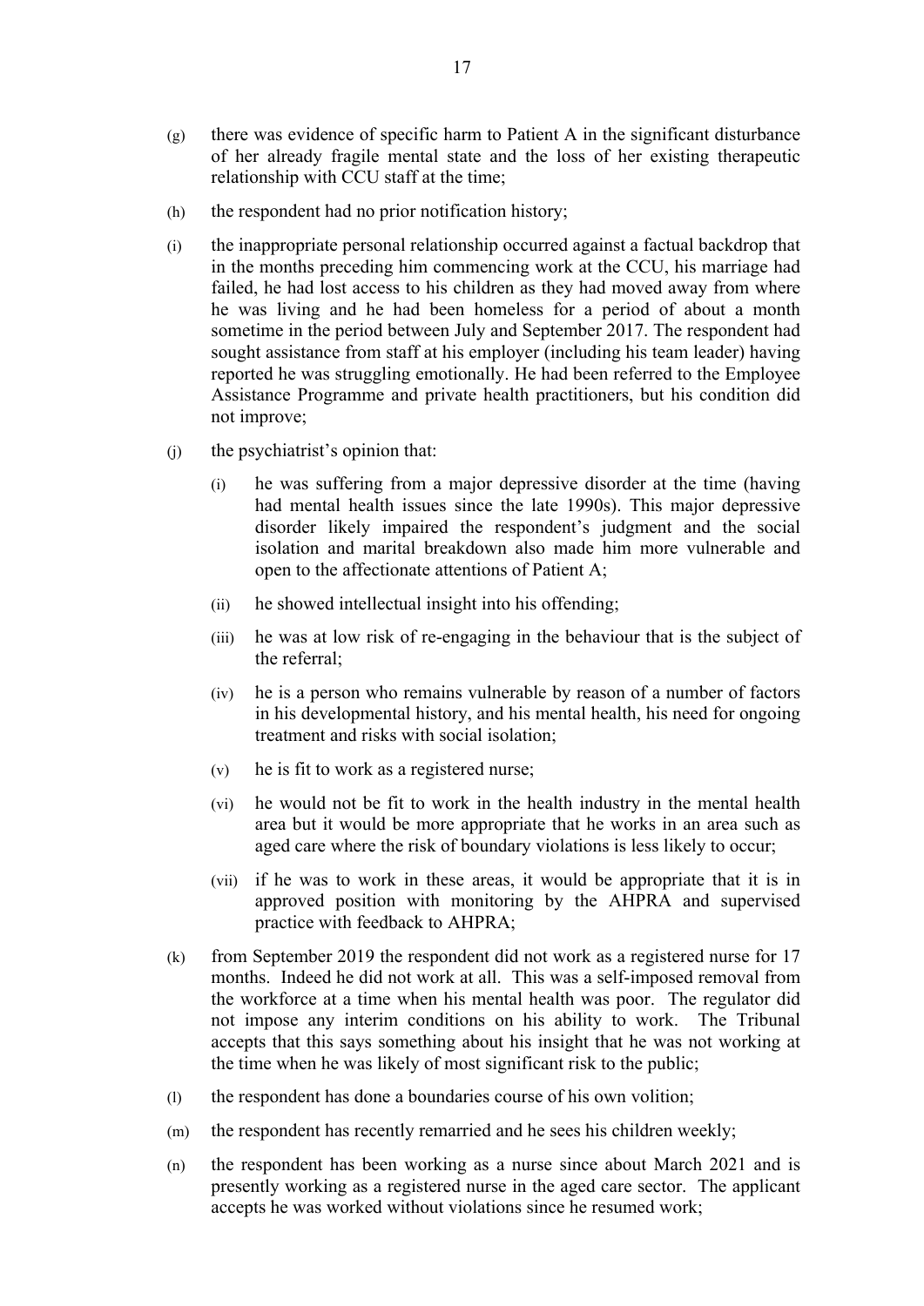(g) there was evidence of specific harm to Patient A in the significant disturbance of her already fragile mental state and the loss of her existing therapeutic relationship with CCU staff at the time;

(h) the respondent had no prior notification history;

(i) the inappropriate personal relationship occurred against a factual backdrop that in the months preceding him commencing work at the CCU, his marriage had failed, he had lost access to his children as they had moved away from where he was living and he had been homeless for a period of about a month sometime in the period between July and September 2017. The respondent had sought assistance from staff at his employer (including his team leader) having reported he was struggling emotionally. He had been referred to the Employee Assistance Programme and private health practitioners, but his condition did not improve;

(j) the psychiatrist's opinion that:

   (i) he was suffering from a major depressive disorder at the time (having had mental health issues since the late 1990s). This major depressive disorder likely impaired the respondent's judgment and the social isolation and marital breakdown also made him more vulnerable and open to the affectionate attentions of Patient A;

   (ii) he showed intellectual insight into his offending;

   (iii) he was at low risk of re-engaging in the behaviour that is the subject of the referral;

   (iv) he is a person who remains vulnerable by reason of a number of factors in his developmental history, and his mental health, his need for ongoing treatment and risks with social isolation;

   (v) he is fit to work as a registered nurse;

   (vi) he would not be fit to work in the health industry in the mental health area but it would be more appropriate that he works in an area such as aged care where the risk of boundary violations is less likely to occur;

   (vii) if he was to work in these areas, it would be appropriate that it is in approved position with monitoring by the AHPRA and supervised practice with feedback to AHPRA;

(k) from September 2019 the respondent did not work as a registered nurse for 17 months. Indeed he did not work at all. This was a self-imposed removal from the workforce at a time when his mental health was poor. The regulator did not impose any interim conditions on his ability to work. The Tribunal accepts that this says something about his insight that he was not working at the time when he was likely of most significant risk to the public;

(l) the respondent has done a boundaries course of his own volition;

(m) the respondent has recently remarried and he sees his children weekly;

(n) the respondent has been working as a nurse since about March 2021 and is presently working as a registered nurse in the aged care sector. The applicant accepts he was worked without violations since he resumed work;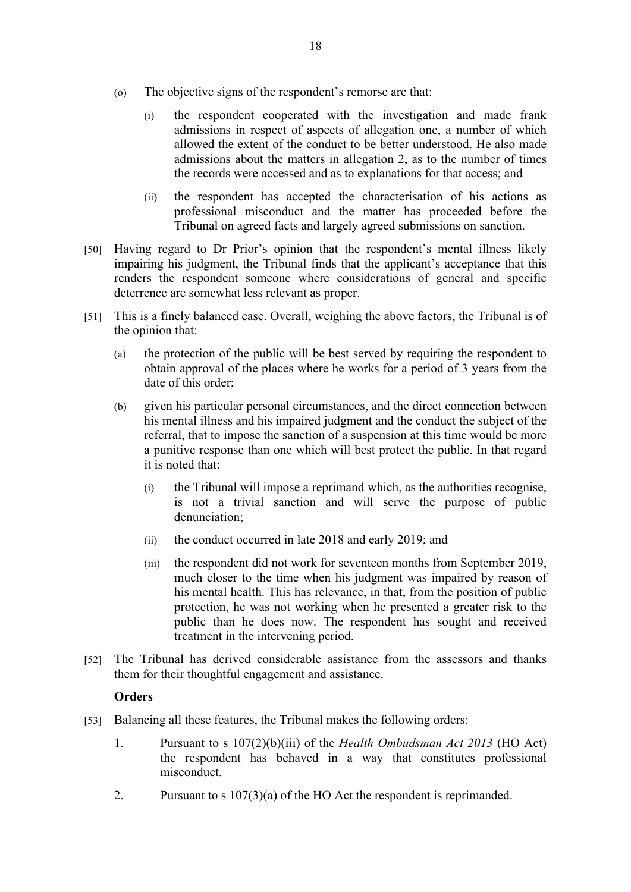(o) The objective signs of the respondent's remorse are that:

  (i) the respondent cooperated with the investigation and made frank admissions in respect of aspects of allegation one, a number of which allowed the extent of the conduct to be better understood. He also made admissions about the matters in allegation 2, as to the number of times the records were accessed and as to explanations for that access; and

  (ii) the respondent has accepted the characterisation of his actions as professional misconduct and the matter has proceeded before the Tribunal on agreed facts and largely agreed submissions on sanction.

[50] Having regard to Dr Prior's opinion that the respondent's mental illness likely impairing his judgment, the Tribunal finds that the applicant's acceptance that this renders the respondent someone where considerations of general and specific deterrence are somewhat less relevant as proper.

[51] This is a finely balanced case. Overall, weighing the above factors, the Tribunal is of the opinion that:

(a) the protection of the public will be best served by requiring the respondent to obtain approval of the places where he works for a period of 3 years from the date of this order;

(b) given his particular personal circumstances, and the direct connection between his mental illness and his impaired judgment and the conduct the subject of the referral, that to impose the sanction of a suspension at this time would be more a punitive response than one which will best protect the public. In that regard it is noted that:

  (i) the Tribunal will impose a reprimand which, as the authorities recognise, is not a trivial sanction and will serve the purpose of public denunciation;

  (ii) the conduct occurred in late 2018 and early 2019; and

  (iii) the respondent did not work for seventeen months from September 2019, much closer to the time when his judgment was impaired by reason of his mental health. This has relevance, in that, from the position of public protection, he was not working when he presented a greater risk to the public than he does now. The respondent has sought and received treatment in the intervening period.

[52] The Tribunal has derived considerable assistance from the assessors and thanks them for their thoughtful engagement and assistance.

**Orders**

[53] Balancing all these features, the Tribunal makes the following orders:

1. Pursuant to s 107(2)(b)(iii) of the *Health Ombudsman Act 2013* (HO Act) the respondent has behaved in a way that constitutes professional misconduct.

2. Pursuant to s 107(3)(a) of the HO Act the respondent is reprimanded.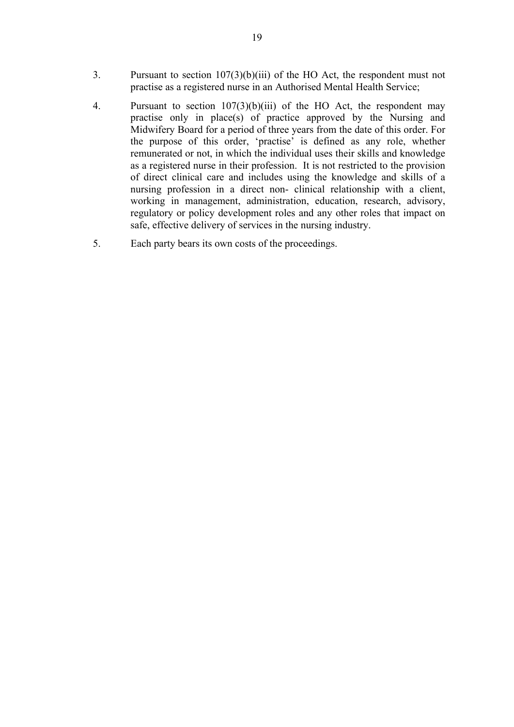3. Pursuant to section 107(3)(b)(iii) of the HO Act, the respondent must not practise as a registered nurse in an Authorised Mental Health Service;

4. Pursuant to section 107(3)(b)(iii) of the HO Act, the respondent may practise only in place(s) of practice approved by the Nursing and Midwifery Board for a period of three years from the date of this order. For the purpose of this order, 'practise' is defined as any role, whether remunerated or not, in which the individual uses their skills and knowledge as a registered nurse in their profession. It is not restricted to the provision of direct clinical care and includes using the knowledge and skills of a nursing profession in a direct non- clinical relationship with a client, working in management, administration, education, research, advisory, regulatory or policy development roles and any other roles that impact on safe, effective delivery of services in the nursing industry.

5. Each party bears its own costs of the proceedings.